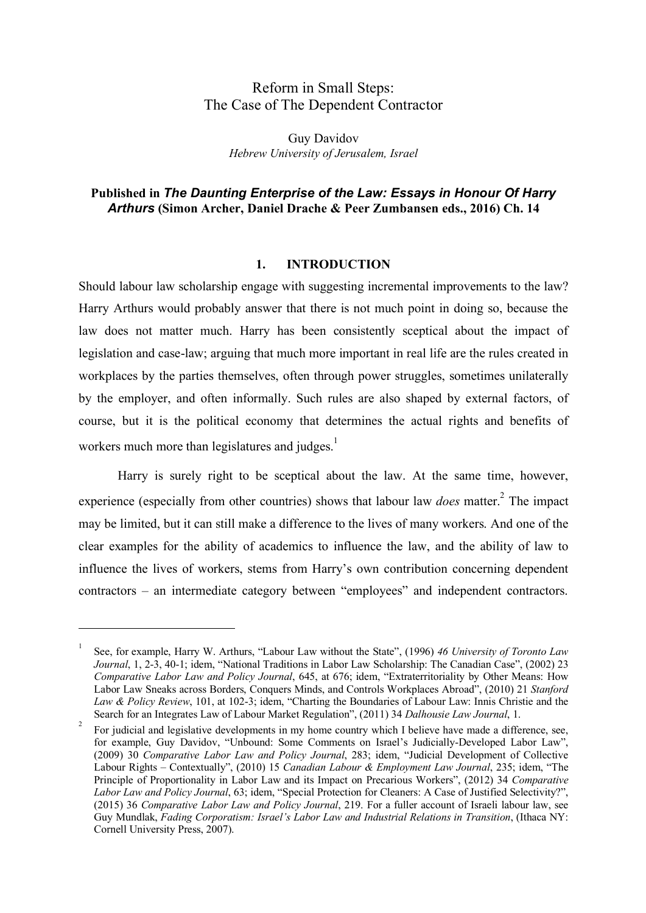# Reform in Small Steps: The Case of The Dependent Contractor

Guy Davidov
*Hebrew University of Jerusalem, Israel*

**Published in *The Daunting Enterprise of the Law: Essays in Honour Of Harry Arthurs* (Simon Archer, Daniel Drache & Peer Zumbansen eds., 2016) Ch. 14**

## 1. INTRODUCTION

Should labour law scholarship engage with suggesting incremental improvements to the law? Harry Arthurs would probably answer that there is not much point in doing so, because the law does not matter much. Harry has been consistently sceptical about the impact of legislation and case-law; arguing that much more important in real life are the rules created in workplaces by the parties themselves, often through power struggles, sometimes unilaterally by the employer, and often informally. Such rules are also shaped by external factors, of course, but it is the political economy that determines the actual rights and benefits of workers much more than legislatures and judges.[1]

Harry is surely right to be sceptical about the law. At the same time, however, experience (especially from other countries) shows that labour law *does* matter.[2] The impact may be limited, but it can still make a difference to the lives of many workers. And one of the clear examples for the ability of academics to influence the law, and the ability of law to influence the lives of workers, stems from Harry's own contribution concerning dependent contractors – an intermediate category between "employees" and independent contractors.

---

[1] See, for example, Harry W. Arthurs, "Labour Law without the State", (1996) *46 University of Toronto Law Journal*, 1, 2-3, 40-1; idem, "National Traditions in Labor Law Scholarship: The Canadian Case", (2002) 23 *Comparative Labor Law and Policy Journal*, 645, at 676; idem, "Extraterritoriality by Other Means: How Labor Law Sneaks across Borders, Conquers Minds, and Controls Workplaces Abroad", (2010) 21 *Stanford Law & Policy Review*, 101, at 102-3; idem, "Charting the Boundaries of Labour Law: Innis Christie and the Search for an Integrates Law of Labour Market Regulation", (2011) 34 *Dalhousie Law Journal*, 1.

[2] For judicial and legislative developments in my home country which I believe have made a difference, see, for example, Guy Davidov, "Unbound: Some Comments on Israel's Judicially-Developed Labor Law", (2009) 30 *Comparative Labor Law and Policy Journal*, 283; idem, "Judicial Development of Collective Labour Rights – Contextually", (2010) 15 *Canadian Labour & Employment Law Journal*, 235; idem, "The Principle of Proportionality in Labor Law and its Impact on Precarious Workers", (2012) 34 *Comparative Labor Law and Policy Journal*, 63; idem, "Special Protection for Cleaners: A Case of Justified Selectivity?", (2015) 36 *Comparative Labor Law and Policy Journal*, 219. For a fuller account of Israeli labour law, see Guy Mundlak, *Fading Corporatism: Israel's Labor Law and Industrial Relations in Transition*, (Ithaca NY: Cornell University Press, 2007).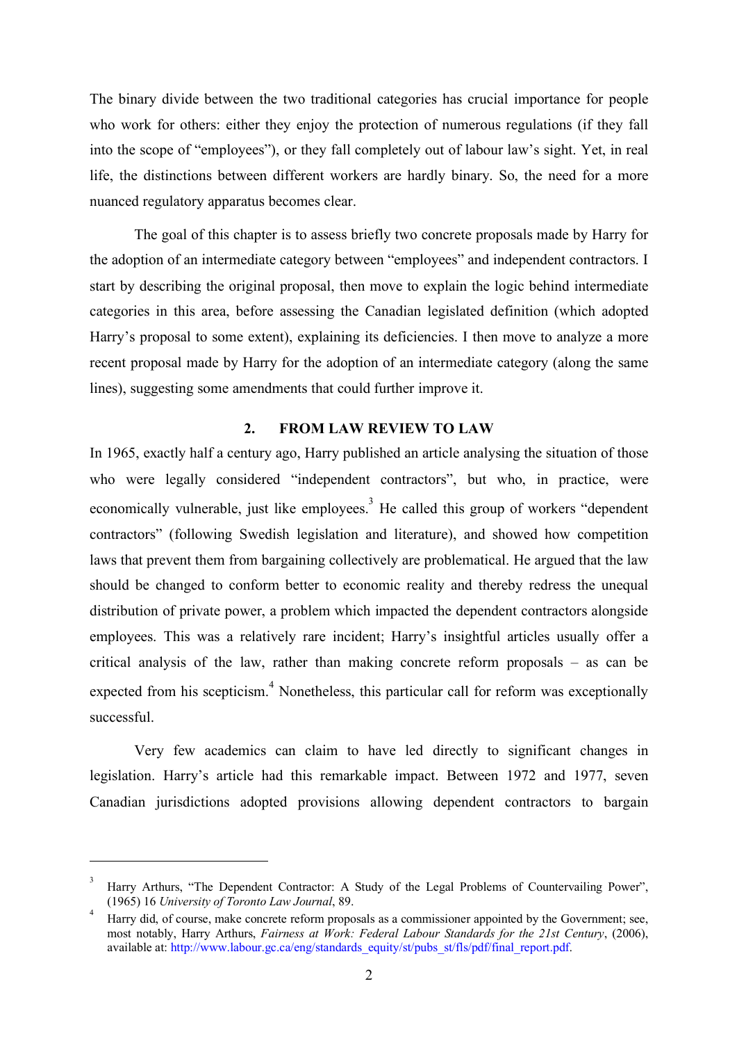The binary divide between the two traditional categories has crucial importance for people who work for others: either they enjoy the protection of numerous regulations (if they fall into the scope of "employees"), or they fall completely out of labour law's sight. Yet, in real life, the distinctions between different workers are hardly binary. So, the need for a more nuanced regulatory apparatus becomes clear.

The goal of this chapter is to assess briefly two concrete proposals made by Harry for the adoption of an intermediate category between "employees" and independent contractors. I start by describing the original proposal, then move to explain the logic behind intermediate categories in this area, before assessing the Canadian legislated definition (which adopted Harry's proposal to some extent), explaining its deficiencies. I then move to analyze a more recent proposal made by Harry for the adoption of an intermediate category (along the same lines), suggesting some amendments that could further improve it.

## 2. FROM LAW REVIEW TO LAW

In 1965, exactly half a century ago, Harry published an article analysing the situation of those who were legally considered "independent contractors", but who, in practice, were economically vulnerable, just like employees.[3] He called this group of workers "dependent contractors" (following Swedish legislation and literature), and showed how competition laws that prevent them from bargaining collectively are problematical. He argued that the law should be changed to conform better to economic reality and thereby redress the unequal distribution of private power, a problem which impacted the dependent contractors alongside employees. This was a relatively rare incident; Harry's insightful articles usually offer a critical analysis of the law, rather than making concrete reform proposals – as can be expected from his scepticism.[4] Nonetheless, this particular call for reform was exceptionally successful.

Very few academics can claim to have led directly to significant changes in legislation. Harry's article had this remarkable impact. Between 1972 and 1977, seven Canadian jurisdictions adopted provisions allowing dependent contractors to bargain

---

[3] Harry Arthurs, "The Dependent Contractor: A Study of the Legal Problems of Countervailing Power", (1965) 16 *University of Toronto Law Journal*, 89.

[4] Harry did, of course, make concrete reform proposals as a commissioner appointed by the Government; see, most notably, Harry Arthurs, *Fairness at Work: Federal Labour Standards for the 21st Century*, (2006), available at: http://www.labour.gc.ca/eng/standards_equity/st/pubs_st/fls/pdf/final_report.pdf.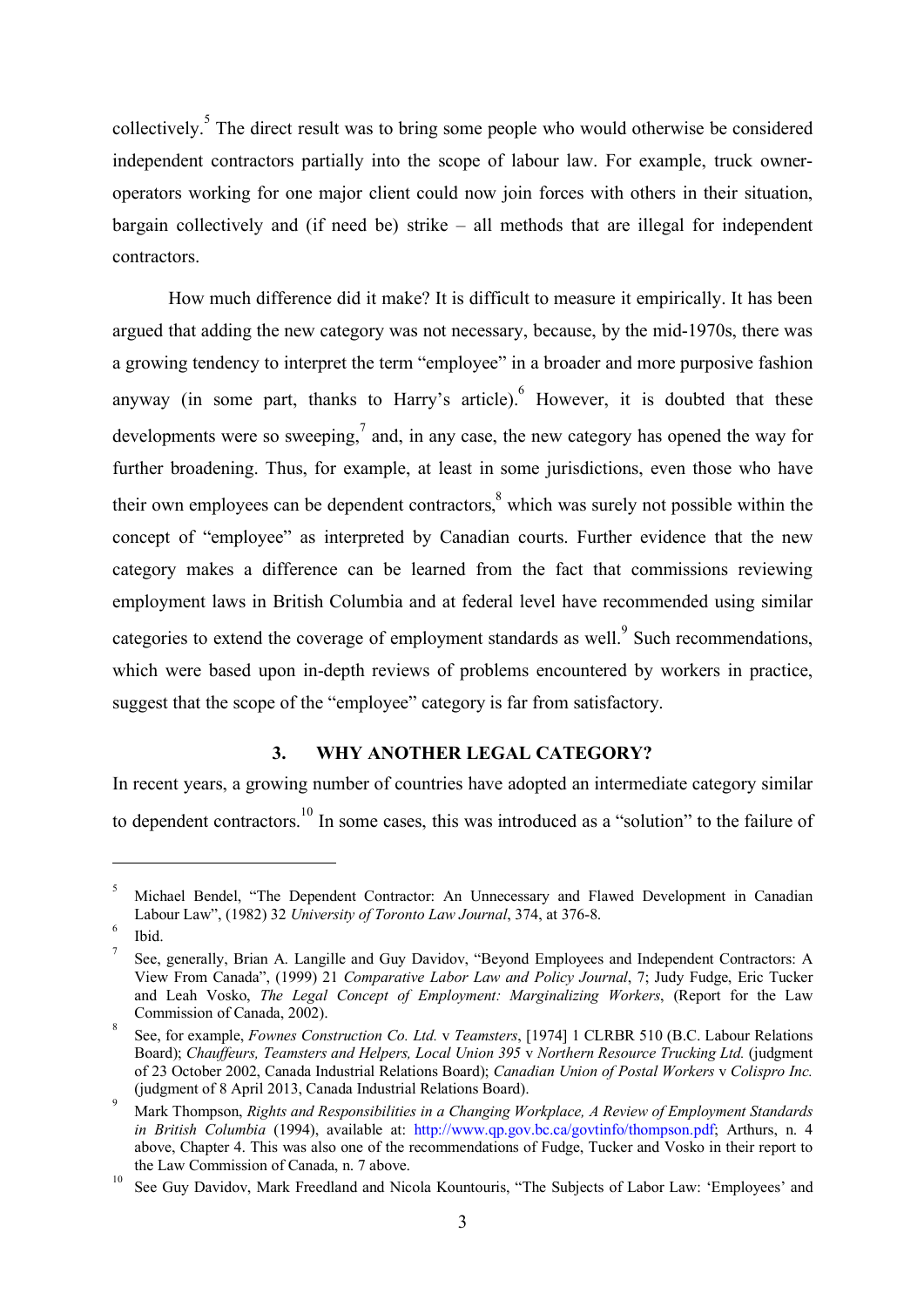collectively.[5] The direct result was to bring some people who would otherwise be considered independent contractors partially into the scope of labour law. For example, truck owner-operators working for one major client could now join forces with others in their situation, bargain collectively and (if need be) strike – all methods that are illegal for independent contractors.

How much difference did it make? It is difficult to measure it empirically. It has been argued that adding the new category was not necessary, because, by the mid-1970s, there was a growing tendency to interpret the term "employee" in a broader and more purposive fashion anyway (in some part, thanks to Harry's article).[6] However, it is doubted that these developments were so sweeping,[7] and, in any case, the new category has opened the way for further broadening. Thus, for example, at least in some jurisdictions, even those who have their own employees can be dependent contractors,[8] which was surely not possible within the concept of "employee" as interpreted by Canadian courts. Further evidence that the new category makes a difference can be learned from the fact that commissions reviewing employment laws in British Columbia and at federal level have recommended using similar categories to extend the coverage of employment standards as well.[9] Such recommendations, which were based upon in-depth reviews of problems encountered by workers in practice, suggest that the scope of the "employee" category is far from satisfactory.

## 3. WHY ANOTHER LEGAL CATEGORY?

In recent years, a growing number of countries have adopted an intermediate category similar to dependent contractors.[10] In some cases, this was introduced as a "solution" to the failure of

---

[5] Michael Bendel, "The Dependent Contractor: An Unnecessary and Flawed Development in Canadian Labour Law", (1982) 32 *University of Toronto Law Journal*, 374, at 376-8.

[6] Ibid.

[7] See, generally, Brian A. Langille and Guy Davidov, "Beyond Employees and Independent Contractors: A View From Canada", (1999) 21 *Comparative Labor Law and Policy Journal*, 7; Judy Fudge, Eric Tucker and Leah Vosko, *The Legal Concept of Employment: Marginalizing Workers*, (Report for the Law Commission of Canada, 2002).

[8] See, for example, *Fownes Construction Co. Ltd.* v *Teamsters*, [1974] 1 CLRBR 510 (B.C. Labour Relations Board); *Chauffeurs, Teamsters and Helpers, Local Union 395* v *Northern Resource Trucking Ltd.* (judgment of 23 October 2002, Canada Industrial Relations Board); *Canadian Union of Postal Workers* v *Colispro Inc.* (judgment of 8 April 2013, Canada Industrial Relations Board).

[9] Mark Thompson, *Rights and Responsibilities in a Changing Workplace, A Review of Employment Standards in British Columbia* (1994), available at: http://www.qp.gov.bc.ca/govtinfo/thompson.pdf; Arthurs, n. 4 above, Chapter 4. This was also one of the recommendations of Fudge, Tucker and Vosko in their report to the Law Commission of Canada, n. 7 above.

[10] See Guy Davidov, Mark Freedland and Nicola Kountouris, "The Subjects of Labor Law: 'Employees' and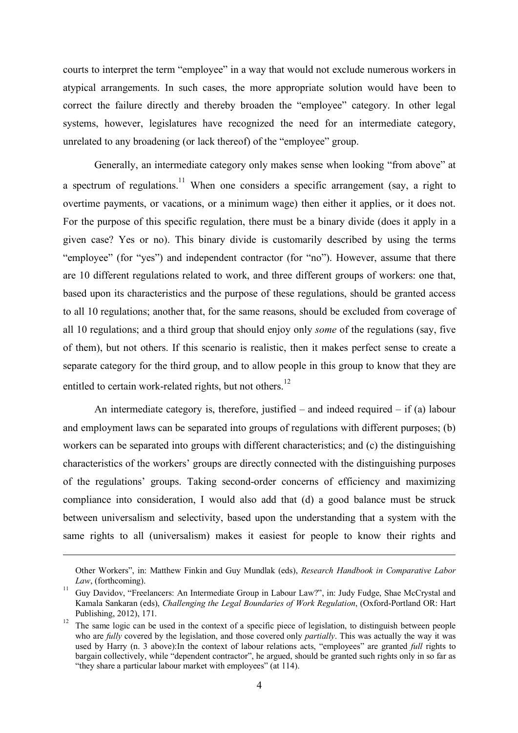courts to interpret the term "employee" in a way that would not exclude numerous workers in atypical arrangements. In such cases, the more appropriate solution would have been to correct the failure directly and thereby broaden the "employee" category. In other legal systems, however, legislatures have recognized the need for an intermediate category, unrelated to any broadening (or lack thereof) of the "employee" group.

Generally, an intermediate category only makes sense when looking "from above" at a spectrum of regulations.[11] When one considers a specific arrangement (say, a right to overtime payments, or vacations, or a minimum wage) then either it applies, or it does not. For the purpose of this specific regulation, there must be a binary divide (does it apply in a given case? Yes or no). This binary divide is customarily described by using the terms "employee" (for "yes") and independent contractor (for "no"). However, assume that there are 10 different regulations related to work, and three different groups of workers: one that, based upon its characteristics and the purpose of these regulations, should be granted access to all 10 regulations; another that, for the same reasons, should be excluded from coverage of all 10 regulations; and a third group that should enjoy only *some* of the regulations (say, five of them), but not others. If this scenario is realistic, then it makes perfect sense to create a separate category for the third group, and to allow people in this group to know that they are entitled to certain work-related rights, but not others.[12]

An intermediate category is, therefore, justified – and indeed required – if (a) labour and employment laws can be separated into groups of regulations with different purposes; (b) workers can be separated into groups with different characteristics; and (c) the distinguishing characteristics of the workers' groups are directly connected with the distinguishing purposes of the regulations' groups. Taking second-order concerns of efficiency and maximizing compliance into consideration, I would also add that (d) a good balance must be struck between universalism and selectivity, based upon the understanding that a system with the same rights to all (universalism) makes it easiest for people to know their rights and

---

Other Workers", in: Matthew Finkin and Guy Mundlak (eds), *Research Handbook in Comparative Labor Law*, (forthcoming).

[11] Guy Davidov, "Freelancers: An Intermediate Group in Labour Law?", in: Judy Fudge, Shae McCrystal and Kamala Sankaran (eds), *Challenging the Legal Boundaries of Work Regulation*, (Oxford-Portland OR: Hart Publishing, 2012), 171.

[12] The same logic can be used in the context of a specific piece of legislation, to distinguish between people who are *fully* covered by the legislation, and those covered only *partially*. This was actually the way it was used by Harry (n. 3 above):In the context of labour relations acts, "employees" are granted *full* rights to bargain collectively, while "dependent contractor", he argued, should be granted such rights only in so far as "they share a particular labour market with employees" (at 114).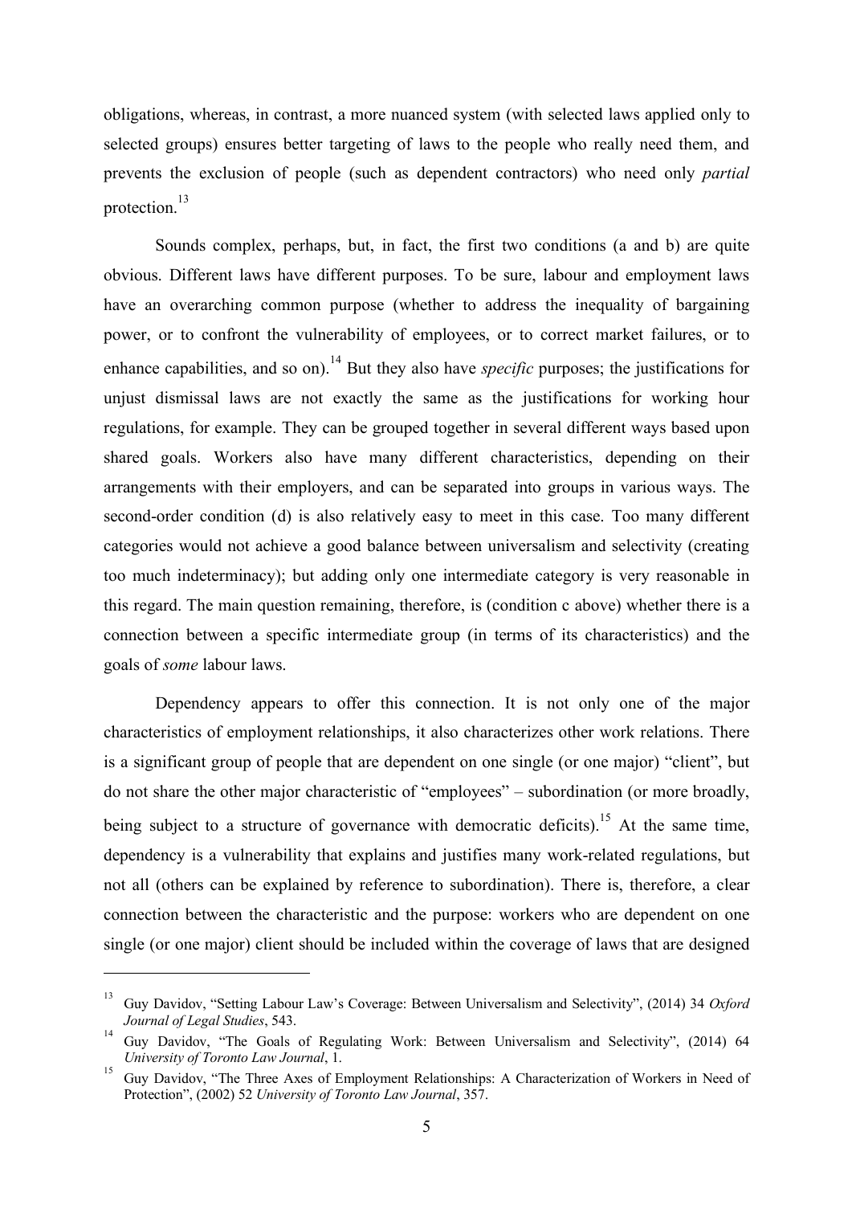obligations, whereas, in contrast, a more nuanced system (with selected laws applied only to selected groups) ensures better targeting of laws to the people who really need them, and prevents the exclusion of people (such as dependent contractors) who need only *partial* protection.[13]

Sounds complex, perhaps, but, in fact, the first two conditions (a and b) are quite obvious. Different laws have different purposes. To be sure, labour and employment laws have an overarching common purpose (whether to address the inequality of bargaining power, or to confront the vulnerability of employees, or to correct market failures, or to enhance capabilities, and so on).[14] But they also have *specific* purposes; the justifications for unjust dismissal laws are not exactly the same as the justifications for working hour regulations, for example. They can be grouped together in several different ways based upon shared goals. Workers also have many different characteristics, depending on their arrangements with their employers, and can be separated into groups in various ways. The second-order condition (d) is also relatively easy to meet in this case. Too many different categories would not achieve a good balance between universalism and selectivity (creating too much indeterminacy); but adding only one intermediate category is very reasonable in this regard. The main question remaining, therefore, is (condition c above) whether there is a connection between a specific intermediate group (in terms of its characteristics) and the goals of *some* labour laws.

Dependency appears to offer this connection. It is not only one of the major characteristics of employment relationships, it also characterizes other work relations. There is a significant group of people that are dependent on one single (or one major) "client", but do not share the other major characteristic of "employees" – subordination (or more broadly, being subject to a structure of governance with democratic deficits).[15] At the same time, dependency is a vulnerability that explains and justifies many work-related regulations, but not all (others can be explained by reference to subordination). There is, therefore, a clear connection between the characteristic and the purpose: workers who are dependent on one single (or one major) client should be included within the coverage of laws that are designed

---

[13] Guy Davidov, "Setting Labour Law's Coverage: Between Universalism and Selectivity", (2014) 34 *Oxford Journal of Legal Studies*, 543.

[14] Guy Davidov, "The Goals of Regulating Work: Between Universalism and Selectivity", (2014) 64 *University of Toronto Law Journal*, 1.

[15] Guy Davidov, "The Three Axes of Employment Relationships: A Characterization of Workers in Need of Protection", (2002) 52 *University of Toronto Law Journal*, 357.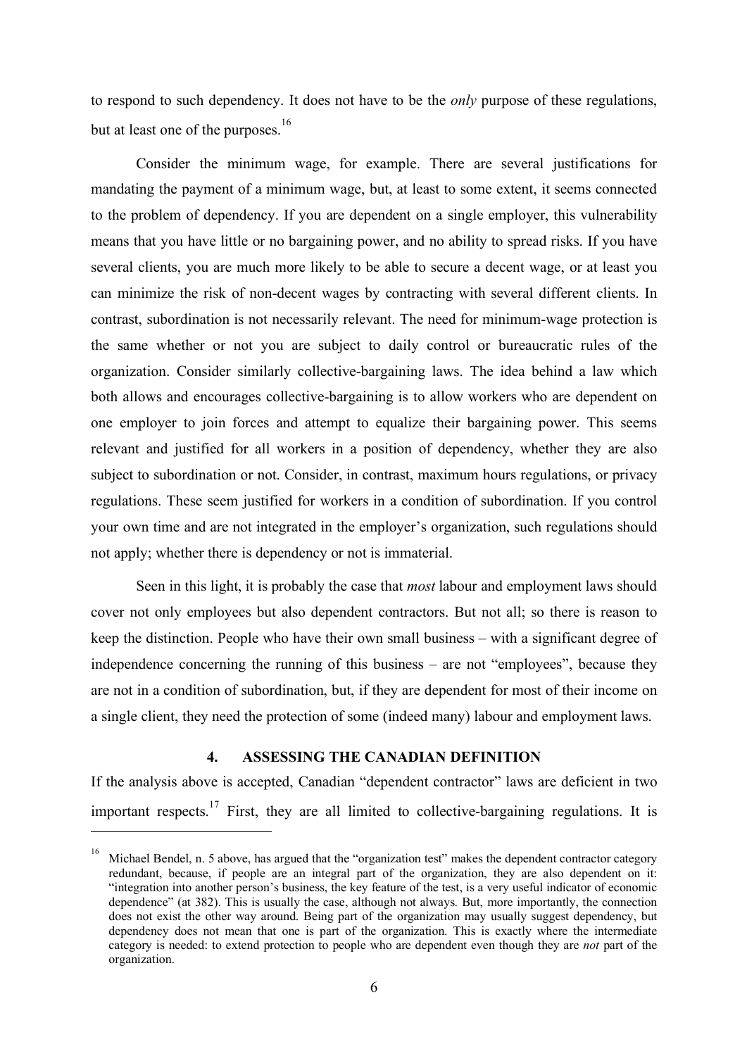to respond to such dependency. It does not have to be the *only* purpose of these regulations, but at least one of the purposes.[16]

Consider the minimum wage, for example. There are several justifications for mandating the payment of a minimum wage, but, at least to some extent, it seems connected to the problem of dependency. If you are dependent on a single employer, this vulnerability means that you have little or no bargaining power, and no ability to spread risks. If you have several clients, you are much more likely to be able to secure a decent wage, or at least you can minimize the risk of non-decent wages by contracting with several different clients. In contrast, subordination is not necessarily relevant. The need for minimum-wage protection is the same whether or not you are subject to daily control or bureaucratic rules of the organization. Consider similarly collective-bargaining laws. The idea behind a law which both allows and encourages collective-bargaining is to allow workers who are dependent on one employer to join forces and attempt to equalize their bargaining power. This seems relevant and justified for all workers in a position of dependency, whether they are also subject to subordination or not. Consider, in contrast, maximum hours regulations, or privacy regulations. These seem justified for workers in a condition of subordination. If you control your own time and are not integrated in the employer's organization, such regulations should not apply; whether there is dependency or not is immaterial.

Seen in this light, it is probably the case that *most* labour and employment laws should cover not only employees but also dependent contractors. But not all; so there is reason to keep the distinction. People who have their own small business – with a significant degree of independence concerning the running of this business – are not "employees", because they are not in a condition of subordination, but, if they are dependent for most of their income on a single client, they need the protection of some (indeed many) labour and employment laws.

## 4. ASSESSING THE CANADIAN DEFINITION

If the analysis above is accepted, Canadian "dependent contractor" laws are deficient in two important respects.[17] First, they are all limited to collective-bargaining regulations. It is

---

[16] Michael Bendel, n. 5 above, has argued that the "organization test" makes the dependent contractor category redundant, because, if people are an integral part of the organization, they are also dependent on it: "integration into another person's business, the key feature of the test, is a very useful indicator of economic dependence" (at 382). This is usually the case, although not always. But, more importantly, the connection does not exist the other way around. Being part of the organization may usually suggest dependency, but dependency does not mean that one is part of the organization. This is exactly where the intermediate category is needed: to extend protection to people who are dependent even though they are *not* part of the organization.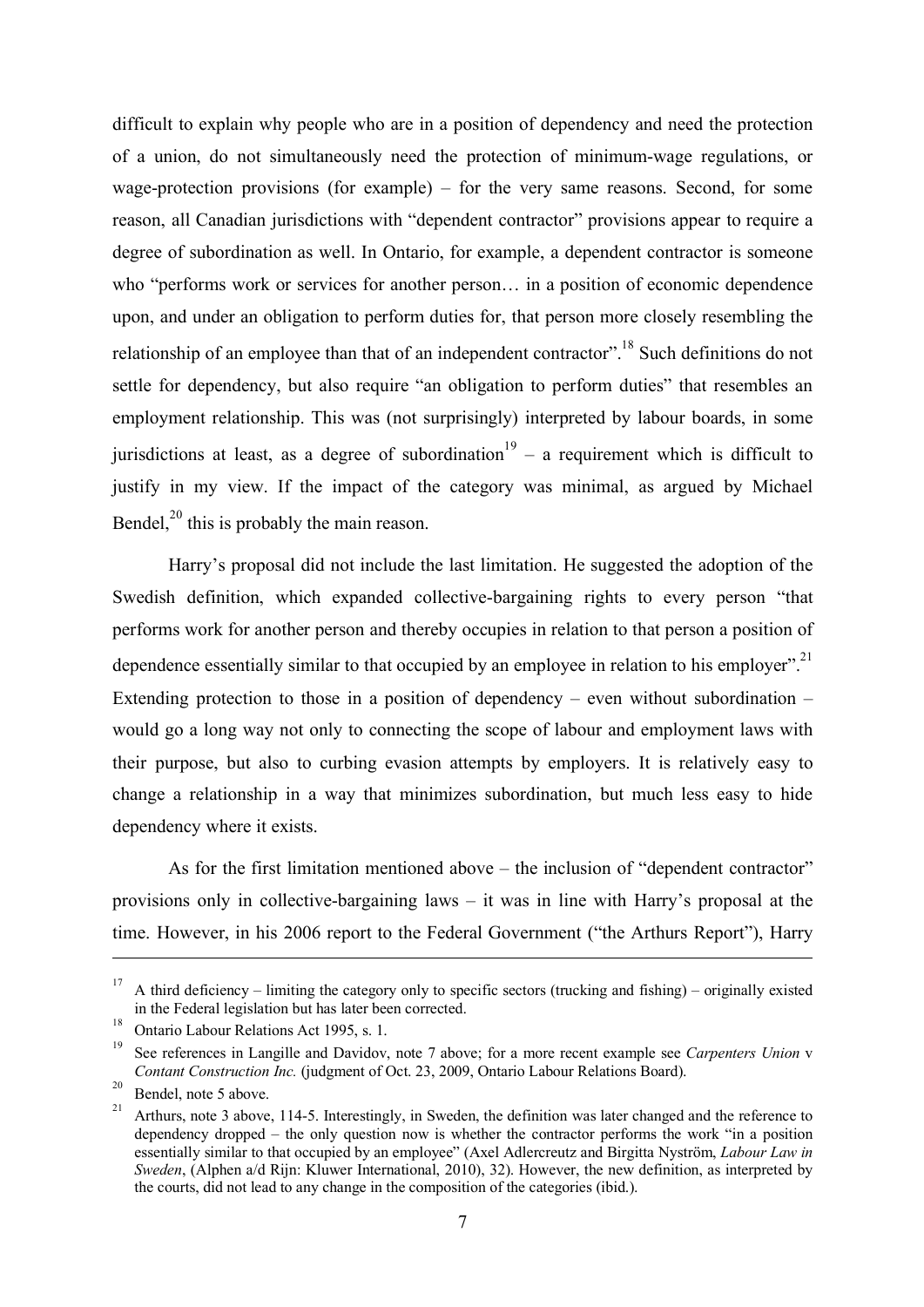difficult to explain why people who are in a position of dependency and need the protection of a union, do not simultaneously need the protection of minimum-wage regulations, or wage-protection provisions (for example) – for the very same reasons. Second, for some reason, all Canadian jurisdictions with "dependent contractor" provisions appear to require a degree of subordination as well. In Ontario, for example, a dependent contractor is someone who "performs work or services for another person… in a position of economic dependence upon, and under an obligation to perform duties for, that person more closely resembling the relationship of an employee than that of an independent contractor".[18] Such definitions do not settle for dependency, but also require "an obligation to perform duties" that resembles an employment relationship. This was (not surprisingly) interpreted by labour boards, in some jurisdictions at least, as a degree of subordination[19] – a requirement which is difficult to justify in my view. If the impact of the category was minimal, as argued by Michael Bendel,[20] this is probably the main reason.

Harry's proposal did not include the last limitation. He suggested the adoption of the Swedish definition, which expanded collective-bargaining rights to every person "that performs work for another person and thereby occupies in relation to that person a position of dependence essentially similar to that occupied by an employee in relation to his employer".[21] Extending protection to those in a position of dependency – even without subordination – would go a long way not only to connecting the scope of labour and employment laws with their purpose, but also to curbing evasion attempts by employers. It is relatively easy to change a relationship in a way that minimizes subordination, but much less easy to hide dependency where it exists.

As for the first limitation mentioned above – the inclusion of "dependent contractor" provisions only in collective-bargaining laws – it was in line with Harry's proposal at the time. However, in his 2006 report to the Federal Government ("the Arthurs Report"), Harry

---

[17] A third deficiency – limiting the category only to specific sectors (trucking and fishing) – originally existed in the Federal legislation but has later been corrected.

[18] Ontario Labour Relations Act 1995, s. 1.

[19] See references in Langille and Davidov, note 7 above; for a more recent example see *Carpenters Union* v *Contant Construction Inc.* (judgment of Oct. 23, 2009, Ontario Labour Relations Board).

[20] Bendel, note 5 above.

[21] Arthurs, note 3 above, 114-5. Interestingly, in Sweden, the definition was later changed and the reference to dependency dropped – the only question now is whether the contractor performs the work "in a position essentially similar to that occupied by an employee" (Axel Adlercreutz and Birgitta Nyström, *Labour Law in Sweden*, (Alphen a/d Rijn: Kluwer International, 2010), 32). However, the new definition, as interpreted by the courts, did not lead to any change in the composition of the categories (ibid.).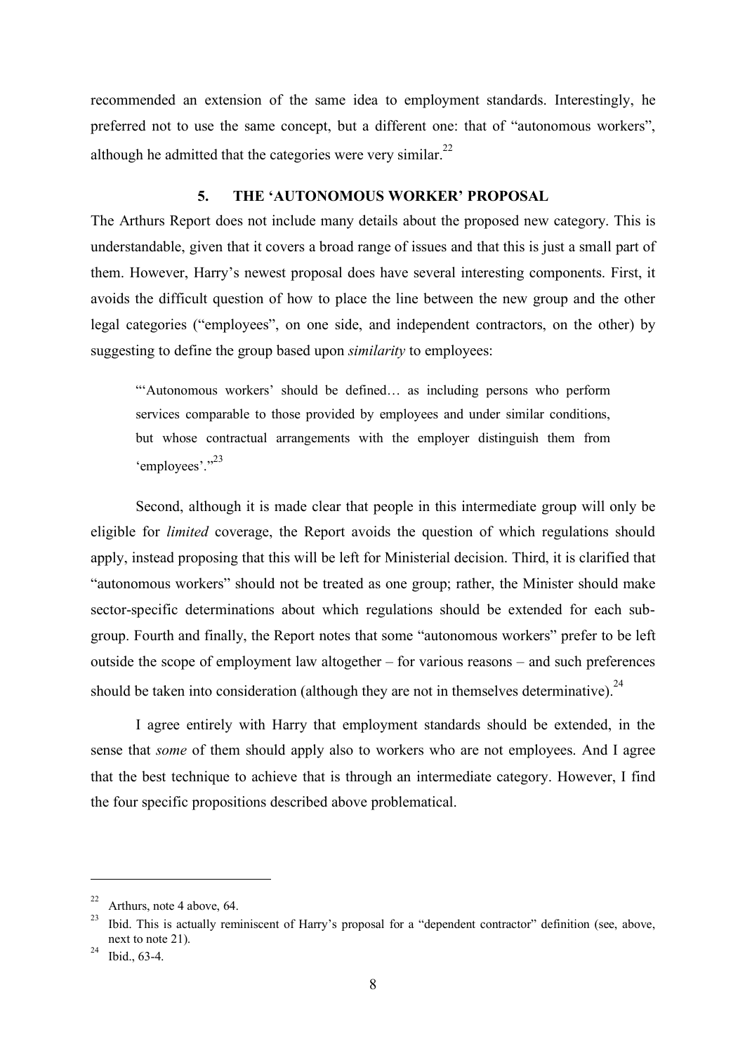recommended an extension of the same idea to employment standards. Interestingly, he preferred not to use the same concept, but a different one: that of "autonomous workers", although he admitted that the categories were very similar.[22]

## 5. THE 'AUTONOMOUS WORKER' PROPOSAL

The Arthurs Report does not include many details about the proposed new category. This is understandable, given that it covers a broad range of issues and that this is just a small part of them. However, Harry's newest proposal does have several interesting components. First, it avoids the difficult question of how to place the line between the new group and the other legal categories ("employees", on one side, and independent contractors, on the other) by suggesting to define the group based upon *similarity* to employees:

> "'Autonomous workers' should be defined… as including persons who perform services comparable to those provided by employees and under similar conditions, but whose contractual arrangements with the employer distinguish them from 'employees'."[23]

Second, although it is made clear that people in this intermediate group will only be eligible for *limited* coverage, the Report avoids the question of which regulations should apply, instead proposing that this will be left for Ministerial decision. Third, it is clarified that "autonomous workers" should not be treated as one group; rather, the Minister should make sector-specific determinations about which regulations should be extended for each sub-group. Fourth and finally, the Report notes that some "autonomous workers" prefer to be left outside the scope of employment law altogether – for various reasons – and such preferences should be taken into consideration (although they are not in themselves determinative).[24]

I agree entirely with Harry that employment standards should be extended, in the sense that *some* of them should apply also to workers who are not employees. And I agree that the best technique to achieve that is through an intermediate category. However, I find the four specific propositions described above problematical.

---

[22] Arthurs, note 4 above, 64.

[23] Ibid. This is actually reminiscent of Harry's proposal for a "dependent contractor" definition (see, above, next to note 21).

[24] Ibid., 63-4.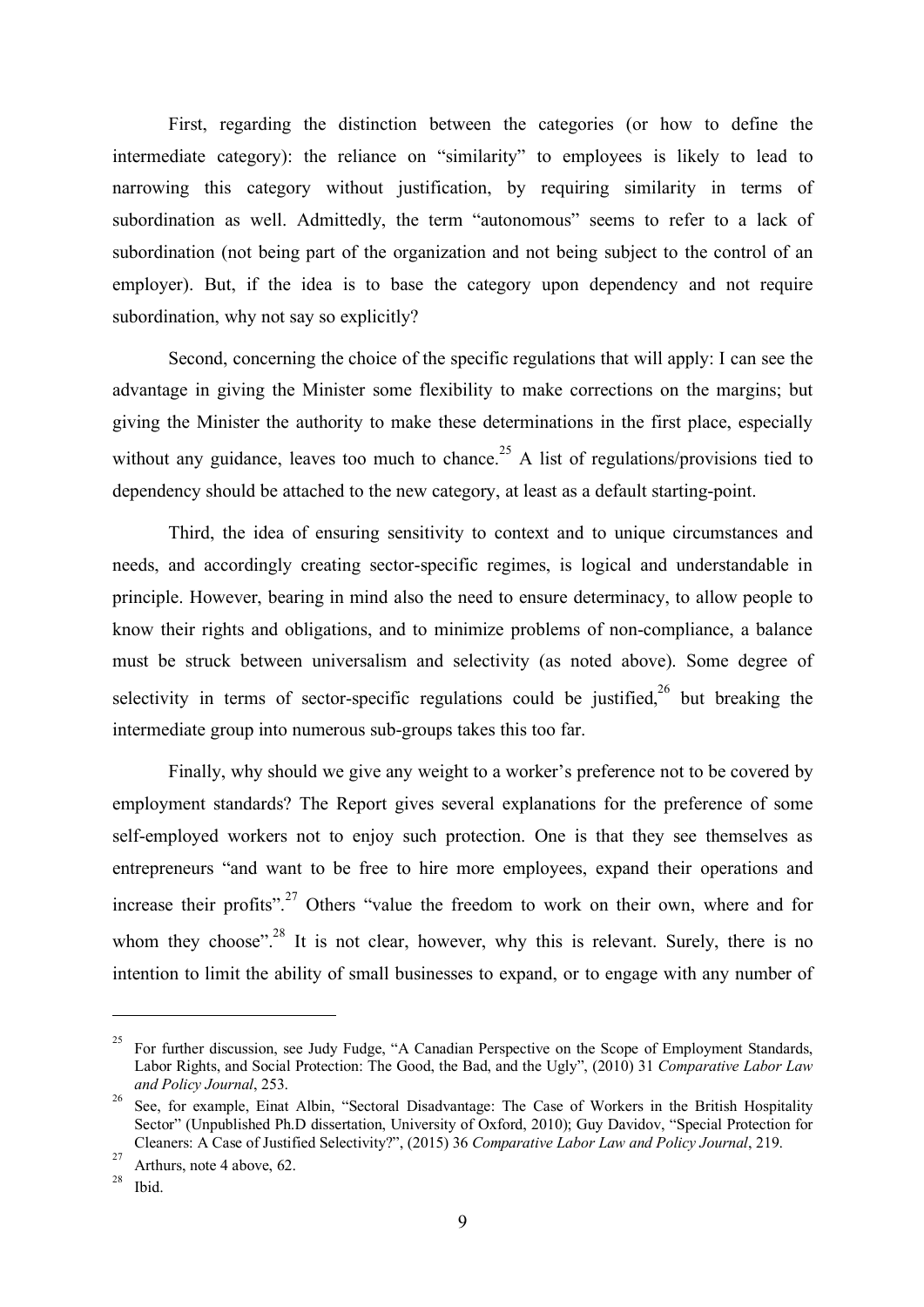First, regarding the distinction between the categories (or how to define the intermediate category): the reliance on "similarity" to employees is likely to lead to narrowing this category without justification, by requiring similarity in terms of subordination as well. Admittedly, the term "autonomous" seems to refer to a lack of subordination (not being part of the organization and not being subject to the control of an employer). But, if the idea is to base the category upon dependency and not require subordination, why not say so explicitly?

Second, concerning the choice of the specific regulations that will apply: I can see the advantage in giving the Minister some flexibility to make corrections on the margins; but giving the Minister the authority to make these determinations in the first place, especially without any guidance, leaves too much to chance.[25] A list of regulations/provisions tied to dependency should be attached to the new category, at least as a default starting-point.

Third, the idea of ensuring sensitivity to context and to unique circumstances and needs, and accordingly creating sector-specific regimes, is logical and understandable in principle. However, bearing in mind also the need to ensure determinacy, to allow people to know their rights and obligations, and to minimize problems of non-compliance, a balance must be struck between universalism and selectivity (as noted above). Some degree of selectivity in terms of sector-specific regulations could be justified,[26] but breaking the intermediate group into numerous sub-groups takes this too far.

Finally, why should we give any weight to a worker's preference not to be covered by employment standards? The Report gives several explanations for the preference of some self-employed workers not to enjoy such protection. One is that they see themselves as entrepreneurs "and want to be free to hire more employees, expand their operations and increase their profits".[27] Others "value the freedom to work on their own, where and for whom they choose".[28] It is not clear, however, why this is relevant. Surely, there is no intention to limit the ability of small businesses to expand, or to engage with any number of

---

[25] For further discussion, see Judy Fudge, "A Canadian Perspective on the Scope of Employment Standards, Labor Rights, and Social Protection: The Good, the Bad, and the Ugly", (2010) 31 *Comparative Labor Law and Policy Journal*, 253.

[26] See, for example, Einat Albin, "Sectoral Disadvantage: The Case of Workers in the British Hospitality Sector" (Unpublished Ph.D dissertation, University of Oxford, 2010); Guy Davidov, "Special Protection for Cleaners: A Case of Justified Selectivity?", (2015) 36 *Comparative Labor Law and Policy Journal*, 219.

[27] Arthurs, note 4 above, 62.

[28] Ibid.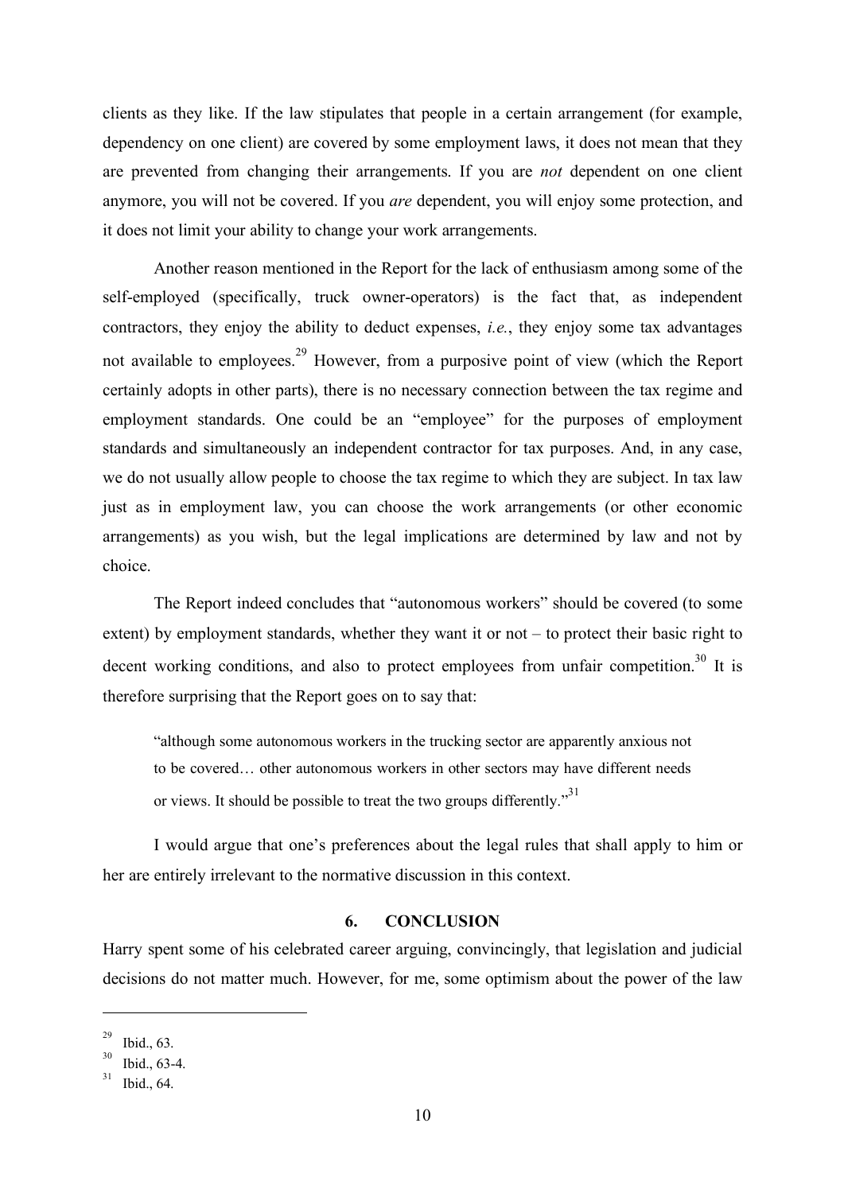clients as they like. If the law stipulates that people in a certain arrangement (for example, dependency on one client) are covered by some employment laws, it does not mean that they are prevented from changing their arrangements. If you are *not* dependent on one client anymore, you will not be covered. If you *are* dependent, you will enjoy some protection, and it does not limit your ability to change your work arrangements.

Another reason mentioned in the Report for the lack of enthusiasm among some of the self-employed (specifically, truck owner-operators) is the fact that, as independent contractors, they enjoy the ability to deduct expenses, *i.e.*, they enjoy some tax advantages not available to employees.[29] However, from a purposive point of view (which the Report certainly adopts in other parts), there is no necessary connection between the tax regime and employment standards. One could be an "employee" for the purposes of employment standards and simultaneously an independent contractor for tax purposes. And, in any case, we do not usually allow people to choose the tax regime to which they are subject. In tax law just as in employment law, you can choose the work arrangements (or other economic arrangements) as you wish, but the legal implications are determined by law and not by choice.

The Report indeed concludes that "autonomous workers" should be covered (to some extent) by employment standards, whether they want it or not – to protect their basic right to decent working conditions, and also to protect employees from unfair competition.[30] It is therefore surprising that the Report goes on to say that:

> "although some autonomous workers in the trucking sector are apparently anxious not to be covered… other autonomous workers in other sectors may have different needs or views. It should be possible to treat the two groups differently."[31]

I would argue that one's preferences about the legal rules that shall apply to him or her are entirely irrelevant to the normative discussion in this context.

## 6. CONCLUSION

Harry spent some of his celebrated career arguing, convincingly, that legislation and judicial decisions do not matter much. However, for me, some optimism about the power of the law

---

[29] Ibid., 63.

[30] Ibid., 63-4.

[31] Ibid., 64.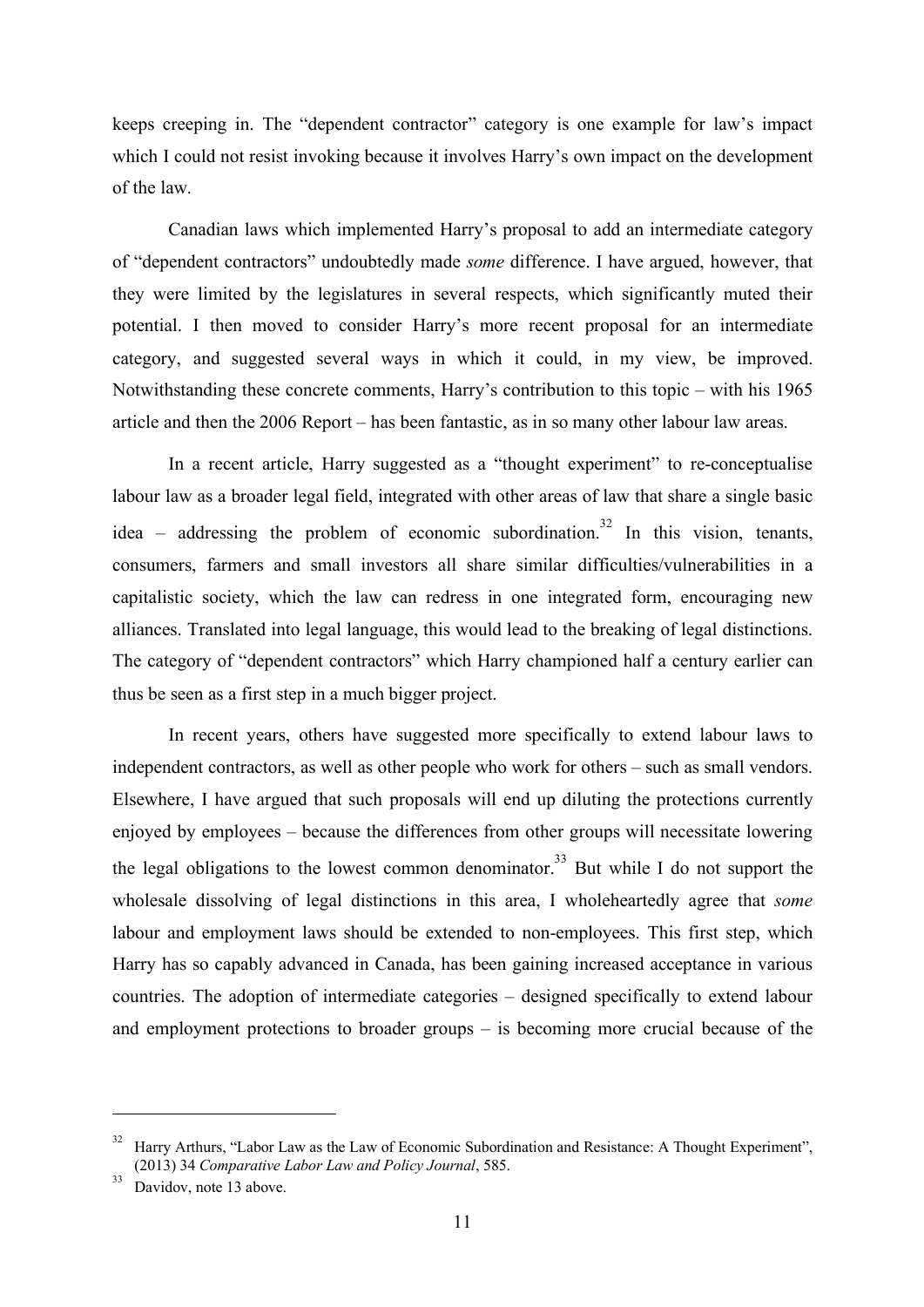keeps creeping in. The "dependent contractor" category is one example for law's impact which I could not resist invoking because it involves Harry's own impact on the development of the law.

Canadian laws which implemented Harry's proposal to add an intermediate category of "dependent contractors" undoubtedly made *some* difference. I have argued, however, that they were limited by the legislatures in several respects, which significantly muted their potential. I then moved to consider Harry's more recent proposal for an intermediate category, and suggested several ways in which it could, in my view, be improved. Notwithstanding these concrete comments, Harry's contribution to this topic – with his 1965 article and then the 2006 Report – has been fantastic, as in so many other labour law areas.

In a recent article, Harry suggested as a "thought experiment" to re-conceptualise labour law as a broader legal field, integrated with other areas of law that share a single basic idea – addressing the problem of economic subordination.[32] In this vision, tenants, consumers, farmers and small investors all share similar difficulties/vulnerabilities in a capitalistic society, which the law can redress in one integrated form, encouraging new alliances. Translated into legal language, this would lead to the breaking of legal distinctions. The category of "dependent contractors" which Harry championed half a century earlier can thus be seen as a first step in a much bigger project.

In recent years, others have suggested more specifically to extend labour laws to independent contractors, as well as other people who work for others – such as small vendors. Elsewhere, I have argued that such proposals will end up diluting the protections currently enjoyed by employees – because the differences from other groups will necessitate lowering the legal obligations to the lowest common denominator.[33] But while I do not support the wholesale dissolving of legal distinctions in this area, I wholeheartedly agree that *some* labour and employment laws should be extended to non-employees. This first step, which Harry has so capably advanced in Canada, has been gaining increased acceptance in various countries. The adoption of intermediate categories – designed specifically to extend labour and employment protections to broader groups – is becoming more crucial because of the

---

[32] Harry Arthurs, "Labor Law as the Law of Economic Subordination and Resistance: A Thought Experiment", (2013) 34 *Comparative Labor Law and Policy Journal*, 585.

[33] Davidov, note 13 above.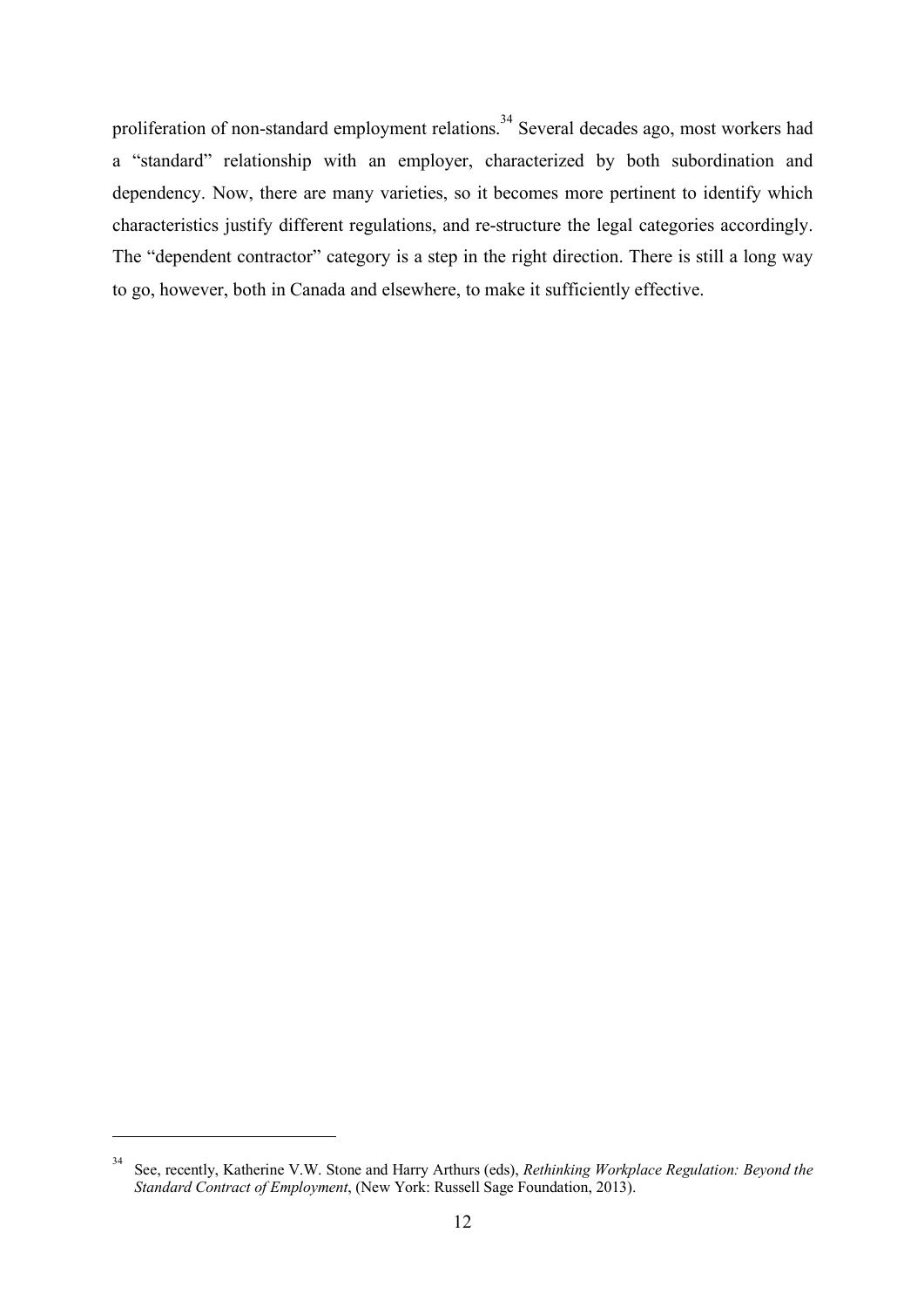proliferation of non-standard employment relations.[34] Several decades ago, most workers had a "standard" relationship with an employer, characterized by both subordination and dependency. Now, there are many varieties, so it becomes more pertinent to identify which characteristics justify different regulations, and re-structure the legal categories accordingly. The "dependent contractor" category is a step in the right direction. There is still a long way to go, however, both in Canada and elsewhere, to make it sufficiently effective.

---

[34] See, recently, Katherine V.W. Stone and Harry Arthurs (eds), *Rethinking Workplace Regulation: Beyond the Standard Contract of Employment*, (New York: Russell Sage Foundation, 2013).